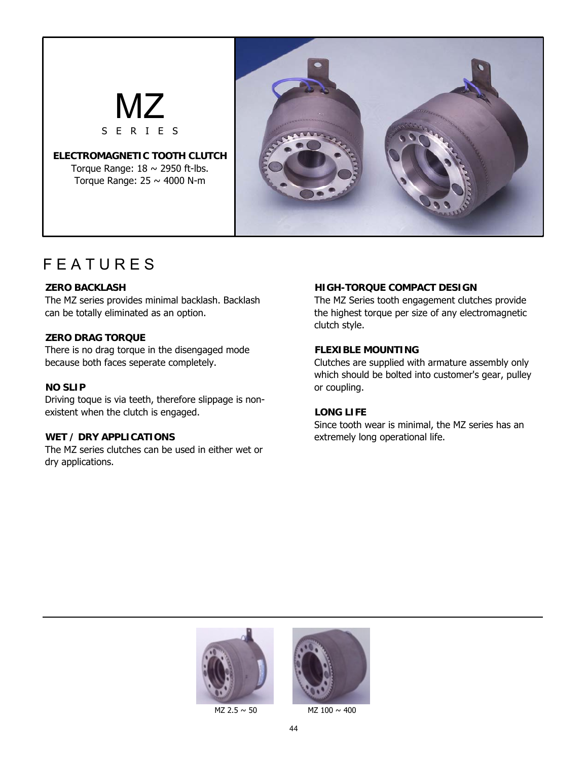# MZ

S E R I E S

**ELECTROMAGNETIC TOOTH CLUTCH**

Torque Range: 18 ~ 2950 ft-lbs.

Torque Range: 25 ~ 4000 N-m

## F E A T U R E S

**ZERO BACKLASH**

The MZ series provides minimal backlash. Backlash can be totally eliminated as an option.

**ZERO DRAG TORQUE**

There is no drag torque in the disengaged mode because both faces seperate completely.

**NO SLIP**

Driving toque is via teeth, therefore slippage is non-existent when the clutch is engaged.

**WET / DRY APPLICATIONS**

The MZ series clutches can be used in either wet or dry applications.

**HIGH-TORQUE COMPACT DESIGN**

The MZ Series tooth engagement clutches provide the highest torque per size of any electromagnetic clutch style.

**FLEXIBLE MOUNTING**

Clutches are supplied with armature assembly only which should be bolted into customer's gear, pulley or coupling.

**LONG LIFE**

Since tooth wear is minimal, the MZ series has an extremely long operational life.

MZ 2.5 ~ 50

MZ 100 ~ 400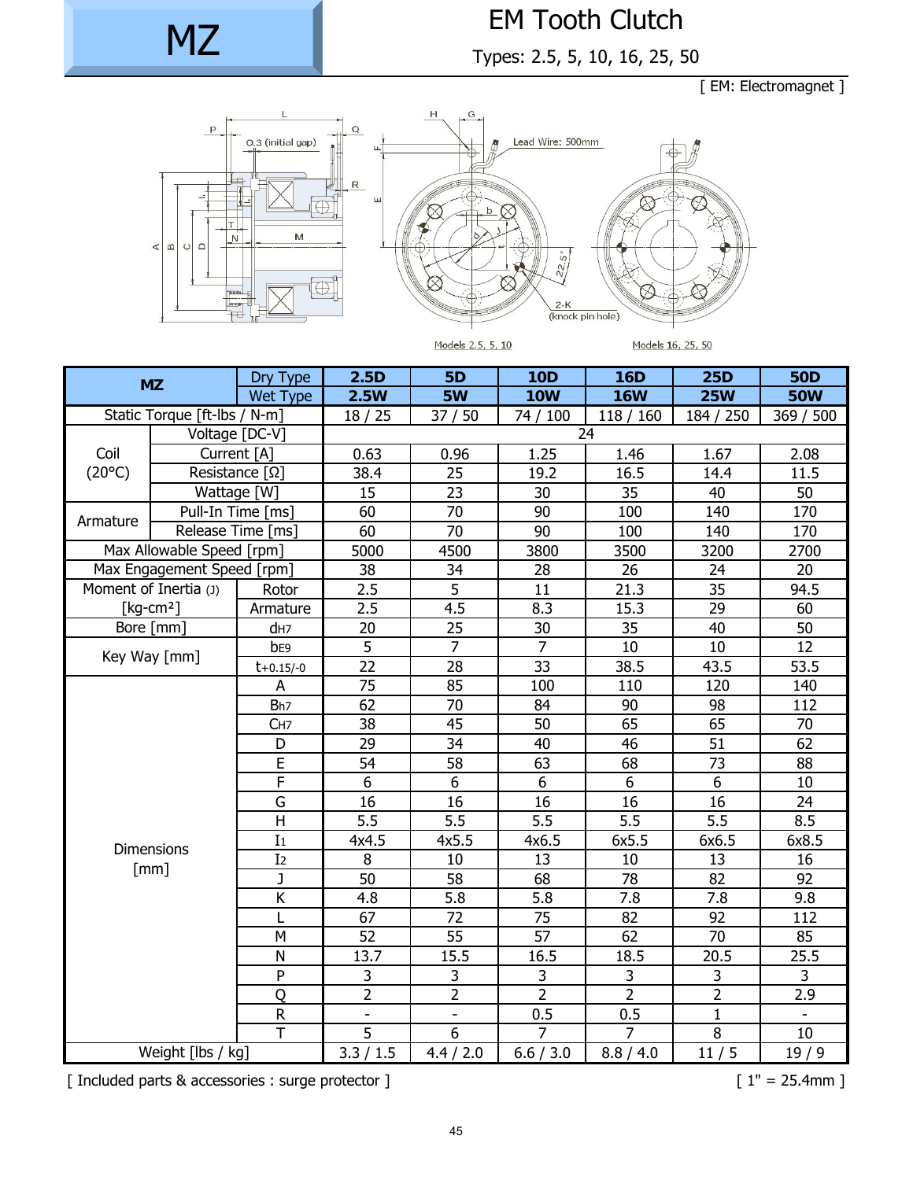# MZ

## EM Tooth Clutch

Types: 2.5, 5, 10, 16, 25, 50

[ EM: Electromagnet ]

Models 2.5, 5, 10 Models 16, 25, 50

| MZ | | Dry Type | 2.5D | 5D | 10D | 16D | 25D | 50D |
|---|---|---|---|---|---|---|---|---|
| | | Wet Type | 2.5W | 5W | 10W | 16W | 25W | 50W |
| Static Torque [ft-lbs / N-m] | | | 18 / 25 | 37 / 50 | 74 / 100 | 118 / 160 | 184 / 250 | 369 / 500 |
| Coil (20°C) | Voltage [DC-V] | | 24 | | | | | |
| | Current [A] | | 0.63 | 0.96 | 1.25 | 1.46 | 1.67 | 2.08 |
| | Resistance [Ω] | | 38.4 | 25 | 19.2 | 16.5 | 14.4 | 11.5 |
| | Wattage [W] | | 15 | 23 | 30 | 35 | 40 | 50 |
| Armature | Pull-In Time [ms] | | 60 | 70 | 90 | 100 | 140 | 170 |
| | Release Time [ms] | | 60 | 70 | 90 | 100 | 140 | 170 |
| Max Allowable Speed [rpm] | | | 5000 | 4500 | 3800 | 3500 | 3200 | 2700 |
| Max Engagement Speed [rpm] | | | 38 | 34 | 28 | 26 | 24 | 20 |
| Moment of Inertia (J) [kg-cm²] | | Rotor | 2.5 | 5 | 11 | 21.3 | 35 | 94.5 |
| | | Armature | 2.5 | 4.5 | 8.3 | 15.3 | 29 | 60 |
| Bore [mm] | | $d_{H7}$ | 20 | 25 | 30 | 35 | 40 | 50 |
| Key Way [mm] | | $b_{E9}$ | 5 | 7 | 7 | 10 | 10 | 12 |
| | | $t_{+0.15/-0}$ | 22 | 28 | 33 | 38.5 | 43.5 | 53.5 |
| Dimensions [mm] | | A | 75 | 85 | 100 | 110 | 120 | 140 |
| | | $B_{h7}$ | 62 | 70 | 84 | 90 | 98 | 112 |
| | | $C_{H7}$ | 38 | 45 | 50 | 65 | 65 | 70 |
| | | D | 29 | 34 | 40 | 46 | 51 | 62 |
| | | E | 54 | 58 | 63 | 68 | 73 | 88 |
| | | F | 6 | 6 | 6 | 6 | 6 | 10 |
| | | G | 16 | 16 | 16 | 16 | 16 | 24 |
| | | H | 5.5 | 5.5 | 5.5 | 5.5 | 5.5 | 8.5 |
| | | $I_1$ | 4x4.5 | 4x5.5 | 4x6.5 | 6x5.5 | 6x6.5 | 6x8.5 |
| | | $I_2$ | 8 | 10 | 13 | 10 | 13 | 16 |
| | | J | 50 | 58 | 68 | 78 | 82 | 92 |
| | | K | 4.8 | 5.8 | 5.8 | 7.8 | 7.8 | 9.8 |
| | | L | 67 | 72 | 75 | 82 | 92 | 112 |
| | | M | 52 | 55 | 57 | 62 | 70 | 85 |
| | | N | 13.7 | 15.5 | 16.5 | 18.5 | 20.5 | 25.5 |
| | | P | 3 | 3 | 3 | 3 | 3 | 3 |
| | | Q | 2 | 2 | 2 | 2 | 2 | 2.9 |
| | | R | - | - | 0.5 | 0.5 | 1 | - |
| | | T | 5 | 6 | 7 | 7 | 8 | 10 |
| Weight [lbs / kg] | | | 3.3 / 1.5 | 4.4 / 2.0 | 6.6 / 3.0 | 8.8 / 4.0 | 11 / 5 | 19 / 9 |

[ Included parts & accessories : surge protector ]

[ 1" = 25.4mm ]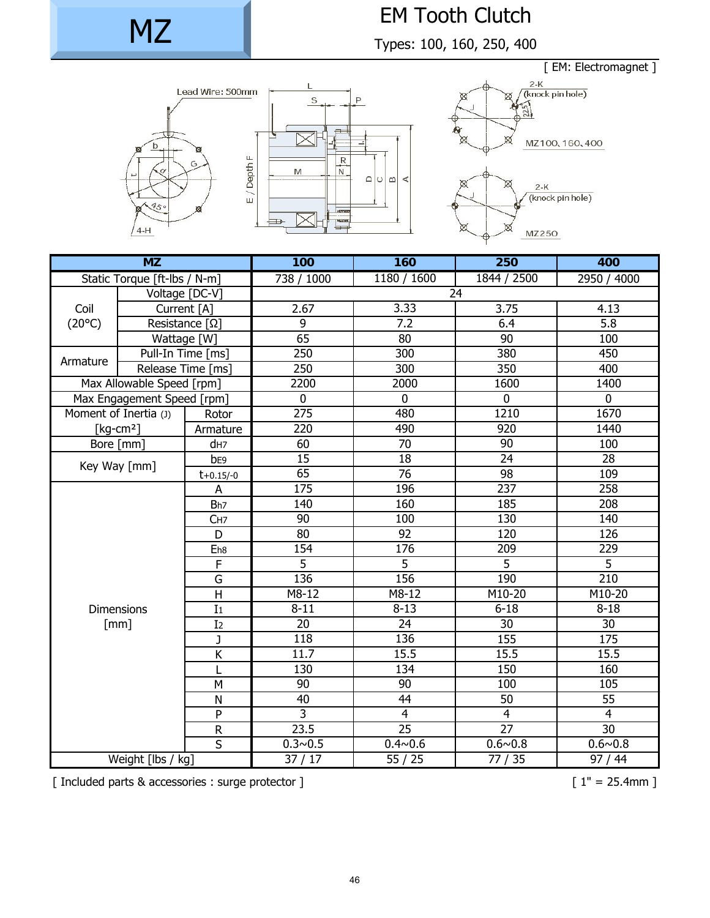# MZ

## EM Tooth Clutch

Types: 100, 160, 250, 400

[ EM: Electromagnet ]

Lead Wire: 500mm

2-K (knock pin hole) — MZ100, 160, 400

2-K (knock pin hole) — MZ250

| MZ | | 100 | 160 | 250 | 400 |
|---|---|---|---|---|---|
| Static Torque [ft-lbs / N-m] | | 738 / 1000 | 1180 / 1600 | 1844 / 2500 | 2950 / 4000 |
| Coil (20°C) | Voltage [DC-V] | 24 | | | |
| | Current [A] | 2.67 | 3.33 | 3.75 | 4.13 |
| | Resistance [Ω] | 9 | 7.2 | 6.4 | 5.8 |
| | Wattage [W] | 65 | 80 | 90 | 100 |
| Armature | Pull-In Time [ms] | 250 | 300 | 380 | 450 |
| | Release Time [ms] | 250 | 300 | 350 | 400 |
| Max Allowable Speed [rpm] | | 2200 | 2000 | 1600 | 1400 |
| Max Engagement Speed [rpm] | | 0 | 0 | 0 | 0 |
| Moment of Inertia (J) [kg-cm²] | Rotor | 275 | 480 | 1210 | 1670 |
| | Armature | 220 | 490 | 920 | 1440 |
| Bore [mm] | $d_{H7}$ | 60 | 70 | 90 | 100 |
| Key Way [mm] | $b_{E9}$ | 15 | 18 | 24 | 28 |
| | $t_{+0.15/-0}$ | 65 | 76 | 98 | 109 |
| Dimensions [mm] | A | 175 | 196 | 237 | 258 |
| | $B_{h7}$ | 140 | 160 | 185 | 208 |
| | $C_{H7}$ | 90 | 100 | 130 | 140 |
| | D | 80 | 92 | 120 | 126 |
| | $E_{h8}$ | 154 | 176 | 209 | 229 |
| | F | 5 | 5 | 5 | 5 |
| | G | 136 | 156 | 190 | 210 |
| | H | M8-12 | M8-12 | M10-20 | M10-20 |
| | $I_1$ | 8-11 | 8-13 | 6-18 | 8-18 |
| | $I_2$ | 20 | 24 | 30 | 30 |
| | J | 118 | 136 | 155 | 175 |
| | K | 11.7 | 15.5 | 15.5 | 15.5 |
| | L | 130 | 134 | 150 | 160 |
| | M | 90 | 90 | 100 | 105 |
| | N | 40 | 44 | 50 | 55 |
| | P | 3 | 4 | 4 | 4 |
| | R | 23.5 | 25 | 27 | 30 |
| | S | 0.3~0.5 | 0.4~0.6 | 0.6~0.8 | 0.6~0.8 |
| Weight [lbs / kg] | | 37 / 17 | 55 / 25 | 77 / 35 | 97 / 44 |

[ Included parts & accessories : surge protector ]

[ 1" = 25.4mm ]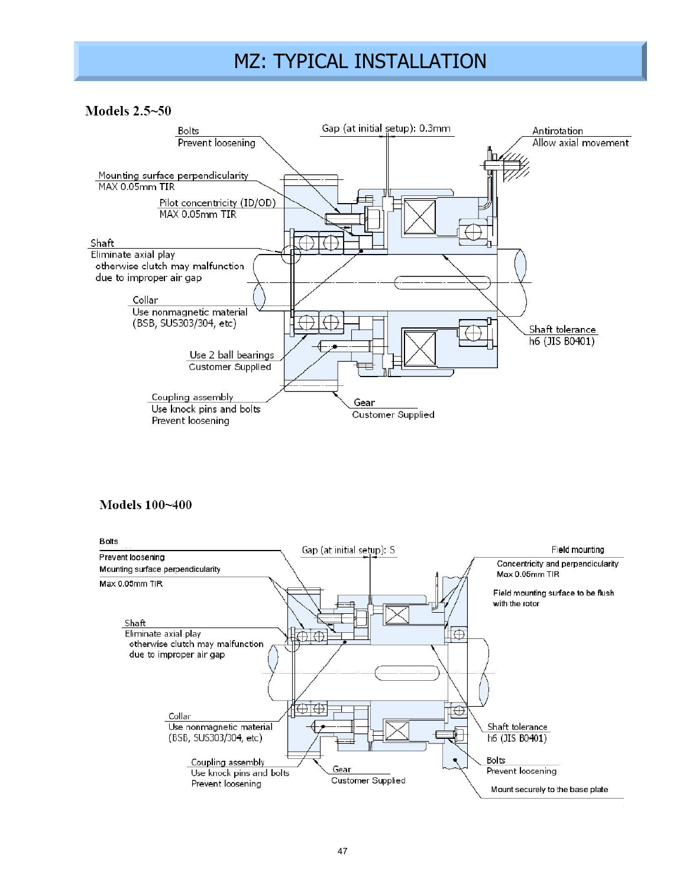# MZ: TYPICAL INSTALLATION

## Models 2.5~50

Bolts
Prevent loosening

Gap (at initial setup): 0.3mm

Antirotation
Allow axial movement

Mounting surface perpendicularity
MAX 0.05mm TIR

Pilot concentricity (ID/OD)
MAX 0.05mm TIR

Shaft
Eliminate axial play
otherwise clutch may malfunction
due to improper air gap

Collar
Use nonmagnetic material
(BSB, SUS303/304, etc)

Shaft tolerance
h6 (JIS B0401)

Use 2 ball bearings
Customer Supplied

Coupling assembly
Use knock pins and bolts
Prevent loosening

Gear
Customer Supplied

## Models 100~400

Bolts
Prevent loosening

Mounting surface perpendicularity
Max 0.05mm TIR

Gap (at initial setup): S

Field mounting
Concentricity and perpendicularity
Max 0.05mm TIR

Field mounting surface to be flush with the rotor

Shaft
Eliminate axial play
otherwise clutch may malfunction
due to improper air gap

Collar
Use nonmagnetic material
(BSB, SUS303/304, etc)

Shaft tolerance
h6 (JIS B0401)

Coupling assembly
Use knock pins and bolts
Prevent loosening

Gear
Customer Supplied

Bolts
Prevent loosening

Mount securely to the base plate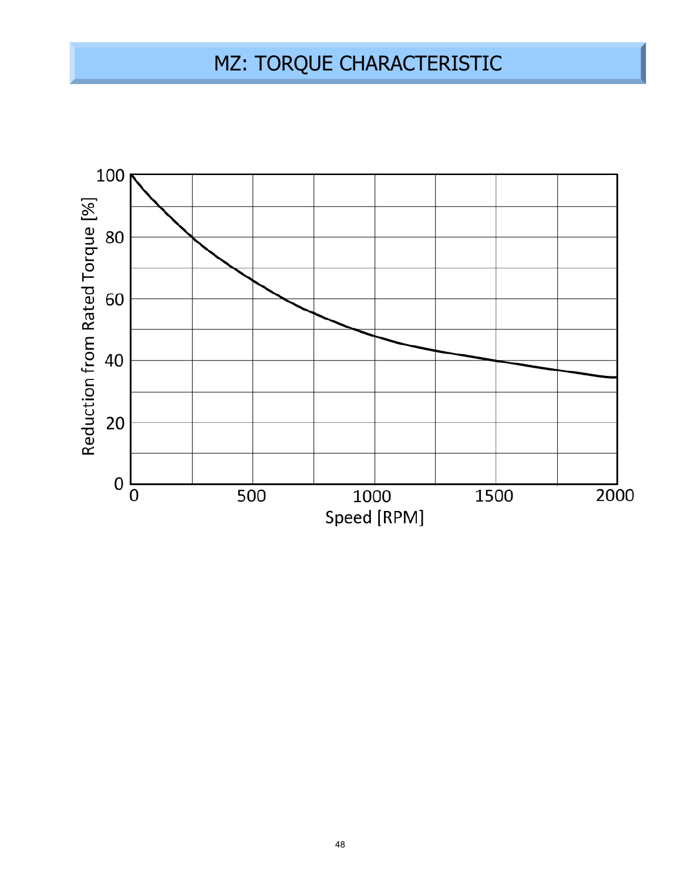# MZ: TORQUE CHARACTERISTIC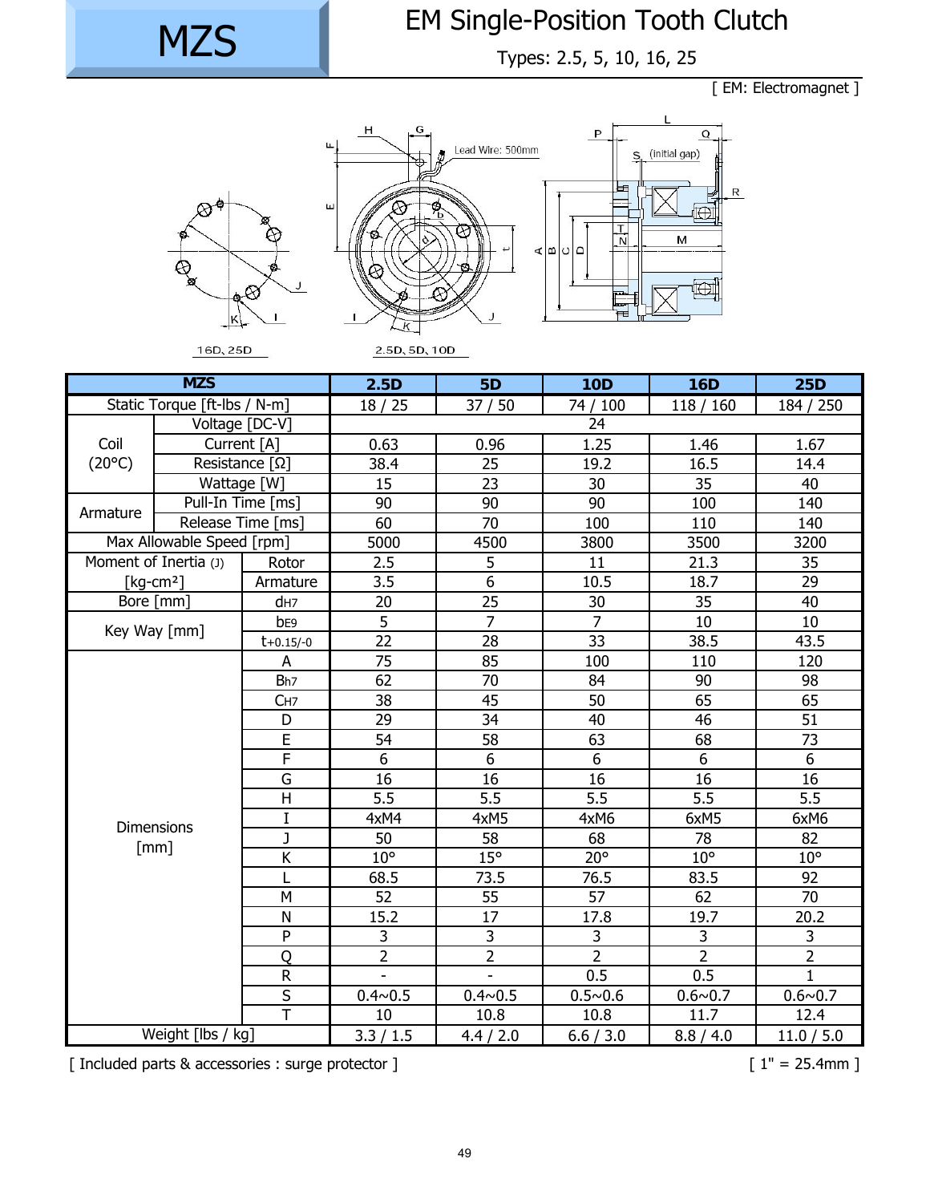# MZS

## EM Single-Position Tooth Clutch

Types: 2.5, 5, 10, 16, 25

[ EM: Electromagnet ]

Lead Wire: 500mm

(initial gap)

16D, 25D

2.5D, 5D, 10D

| MZS | | | 2.5D | 5D | 10D | 16D | 25D |
|---|---|---|---|---|---|---|---|
| Static Torque [ft-lbs / N-m] | | | 18 / 25 | 37 / 50 | 74 / 100 | 118 / 160 | 184 / 250 |
| Coil (20°C) | Voltage [DC-V] | | 24 | | | | |
| | Current [A] | | 0.63 | 0.96 | 1.25 | 1.46 | 1.67 |
| | Resistance [Ω] | | 38.4 | 25 | 19.2 | 16.5 | 14.4 |
| | Wattage [W] | | 15 | 23 | 30 | 35 | 40 |
| Armature | Pull-In Time [ms] | | 90 | 90 | 90 | 100 | 140 |
| | Release Time [ms] | | 60 | 70 | 100 | 110 | 140 |
| Max Allowable Speed [rpm] | | | 5000 | 4500 | 3800 | 3500 | 3200 |
| Moment of Inertia (J) [kg-cm²] | | Rotor | 2.5 | 5 | 11 | 21.3 | 35 |
| | | Armature | 3.5 | 6 | 10.5 | 18.7 | 29 |
| Bore [mm] | | $d_{H7}$ | 20 | 25 | 30 | 35 | 40 |
| Key Way [mm] | | $b_{E9}$ | 5 | 7 | 7 | 10 | 10 |
| | | $t_{+0.15/-0}$ | 22 | 28 | 33 | 38.5 | 43.5 |
| Dimensions [mm] | | A | 75 | 85 | 100 | 110 | 120 |
| | | $B_{h7}$ | 62 | 70 | 84 | 90 | 98 |
| | | $C_{H7}$ | 38 | 45 | 50 | 65 | 65 |
| | | D | 29 | 34 | 40 | 46 | 51 |
| | | E | 54 | 58 | 63 | 68 | 73 |
| | | F | 6 | 6 | 6 | 6 | 6 |
| | | G | 16 | 16 | 16 | 16 | 16 |
| | | H | 5.5 | 5.5 | 5.5 | 5.5 | 5.5 |
| | | I | 4xM4 | 4xM5 | 4xM6 | 6xM5 | 6xM6 |
| | | J | 50 | 58 | 68 | 78 | 82 |
| | | K | 10° | 15° | 20° | 10° | 10° |
| | | L | 68.5 | 73.5 | 76.5 | 83.5 | 92 |
| | | M | 52 | 55 | 57 | 62 | 70 |
| | | N | 15.2 | 17 | 17.8 | 19.7 | 20.2 |
| | | P | 3 | 3 | 3 | 3 | 3 |
| | | Q | 2 | 2 | 2 | 2 | 2 |
| | | R | - | - | 0.5 | 0.5 | 1 |
| | | S | 0.4~0.5 | 0.4~0.5 | 0.5~0.6 | 0.6~0.7 | 0.6~0.7 |
| | | T | 10 | 10.8 | 10.8 | 11.7 | 12.4 |
| Weight [lbs / kg] | | | 3.3 / 1.5 | 4.4 / 2.0 | 6.6 / 3.0 | 8.8 / 4.0 | 11.0 / 5.0 |

[ Included parts & accessories : surge protector ]

[ 1" = 25.4mm ]